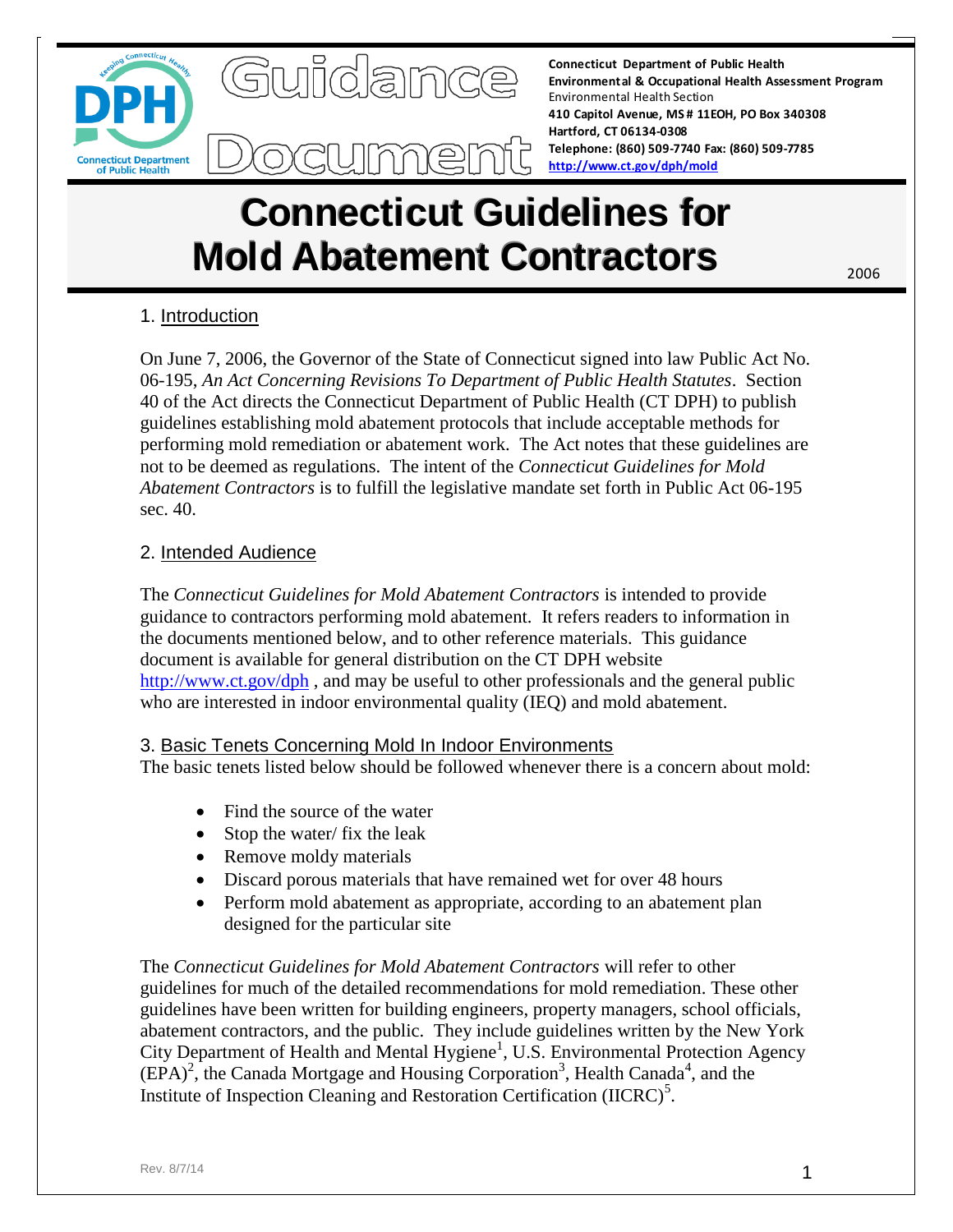Guidance Document

**Connecticut Department of Public Health**
**Environmental & Occupational Health Assessment Program**
Environmental Health Section
**410 Capitol Avenue, MS # 11EOH, PO Box 340308**
**Hartford, CT 06134-0308**
**Telephone: (860) 509-7740 Fax: (860) 509-7785**
**http://www.ct.gov/dph/mold**

# Connecticut Guidelines for Mold Abatement Contractors

2006

## 1. Introduction

On June 7, 2006, the Governor of the State of Connecticut signed into law Public Act No. 06-195, *An Act Concerning Revisions To Department of Public Health Statutes*. Section 40 of the Act directs the Connecticut Department of Public Health (CT DPH) to publish guidelines establishing mold abatement protocols that include acceptable methods for performing mold remediation or abatement work. The Act notes that these guidelines are not to be deemed as regulations. The intent of the *Connecticut Guidelines for Mold Abatement Contractors* is to fulfill the legislative mandate set forth in Public Act 06-195 sec. 40.

## 2. Intended Audience

The *Connecticut Guidelines for Mold Abatement Contractors* is intended to provide guidance to contractors performing mold abatement. It refers readers to information in the documents mentioned below, and to other reference materials. This guidance document is available for general distribution on the CT DPH website http://www.ct.gov/dph , and may be useful to other professionals and the general public who are interested in indoor environmental quality (IEQ) and mold abatement.

## 3. Basic Tenets Concerning Mold In Indoor Environments

The basic tenets listed below should be followed whenever there is a concern about mold:

- Find the source of the water
- Stop the water/ fix the leak
- Remove moldy materials
- Discard porous materials that have remained wet for over 48 hours
- Perform mold abatement as appropriate, according to an abatement plan designed for the particular site

The *Connecticut Guidelines for Mold Abatement Contractors* will refer to other guidelines for much of the detailed recommendations for mold remediation. These other guidelines have been written for building engineers, property managers, school officials, abatement contractors, and the public. They include guidelines written by the New York City Department of Health and Mental Hygiene[1], U.S. Environmental Protection Agency (EPA)[2], the Canada Mortgage and Housing Corporation[3], Health Canada[4], and the Institute of Inspection Cleaning and Restoration Certification (IICRC)[5].

Rev. 8/7/14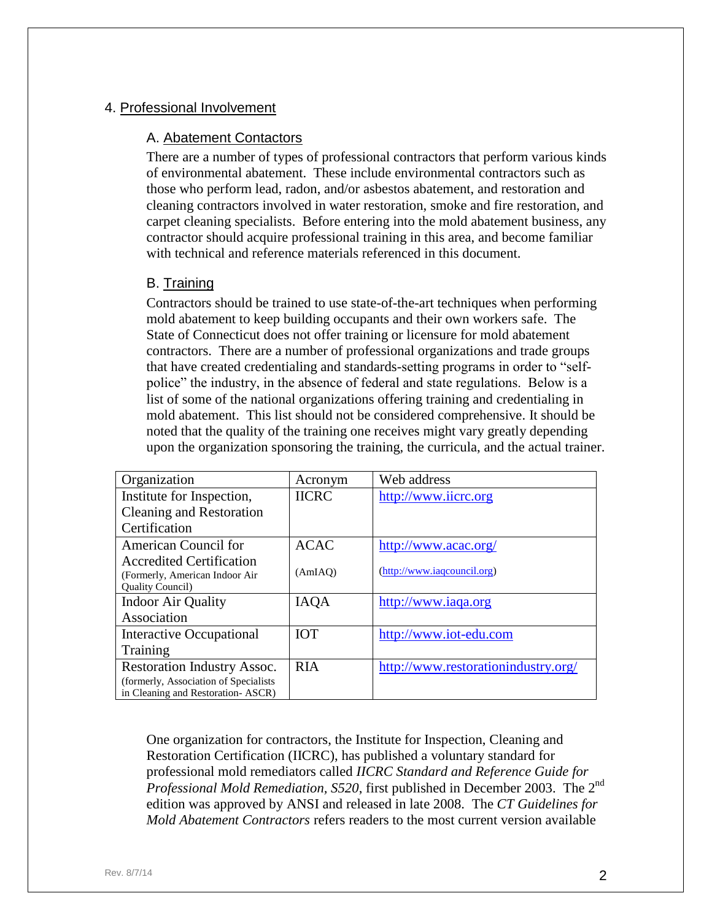## 4. Professional Involvement

### A. Abatement Contactors

There are a number of types of professional contractors that perform various kinds of environmental abatement. These include environmental contractors such as those who perform lead, radon, and/or asbestos abatement, and restoration and cleaning contractors involved in water restoration, smoke and fire restoration, and carpet cleaning specialists. Before entering into the mold abatement business, any contractor should acquire professional training in this area, and become familiar with technical and reference materials referenced in this document.

### B. Training

Contractors should be trained to use state-of-the-art techniques when performing mold abatement to keep building occupants and their own workers safe. The State of Connecticut does not offer training or licensure for mold abatement contractors. There are a number of professional organizations and trade groups that have created credentialing and standards-setting programs in order to "self-police" the industry, in the absence of federal and state regulations. Below is a list of some of the national organizations offering training and credentialing in mold abatement. This list should not be considered comprehensive. It should be noted that the quality of the training one receives might vary greatly depending upon the organization sponsoring the training, the curricula, and the actual trainer.

| Organization | Acronym | Web address |
|---|---|---|
| Institute for Inspection, Cleaning and Restoration Certification | IICRC | http://www.iicrc.org |
| American Council for Accredited Certification (Formerly, American Indoor Air Quality Council) | ACAC (AmIAQ) | http://www.acac.org/ (http://www.iaqcouncil.org) |
| Indoor Air Quality Association | IAQA | http://www.iaqa.org |
| Interactive Occupational Training | IOT | http://www.iot-edu.com |
| Restoration Industry Assoc. (formerly, Association of Specialists in Cleaning and Restoration- ASCR) | RIA | http://www.restorationindustry.org/ |

One organization for contractors, the Institute for Inspection, Cleaning and Restoration Certification (IICRC), has published a voluntary standard for professional mold remediators called *IICRC Standard and Reference Guide for Professional Mold Remediation, S520*, first published in December 2003. The 2nd edition was approved by ANSI and released in late 2008. The *CT Guidelines for Mold Abatement Contractors* refers readers to the most current version available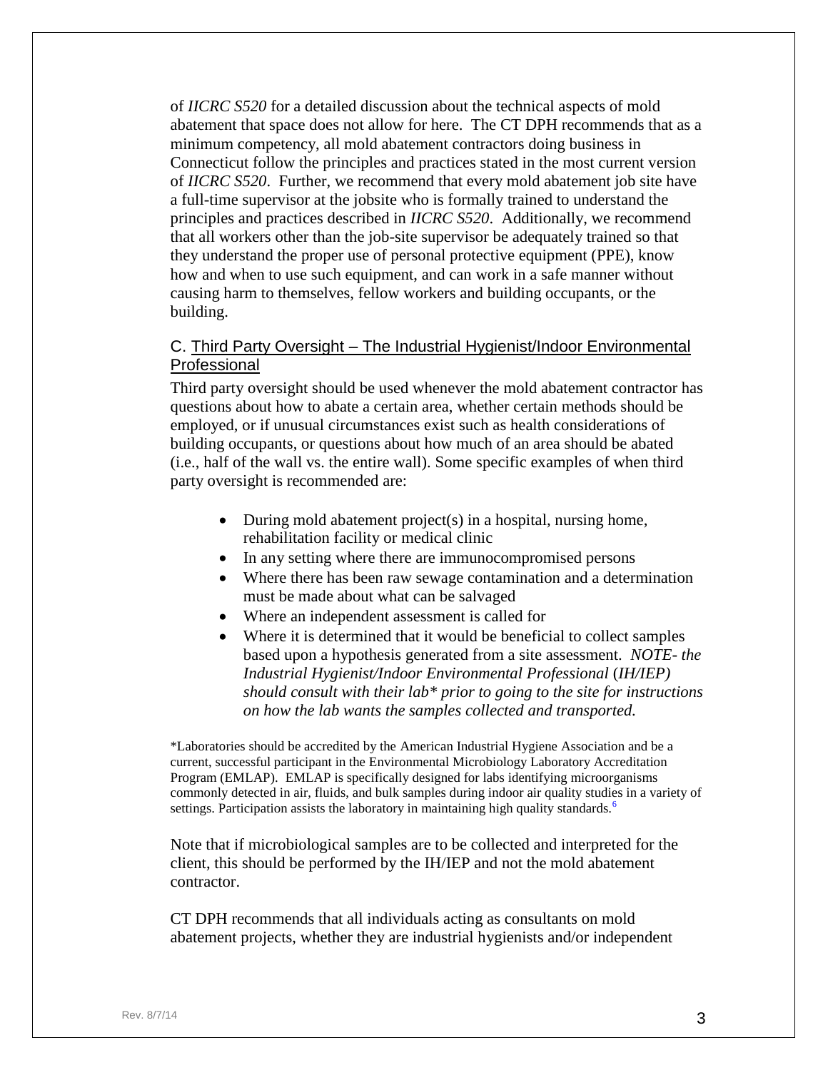of *IICRC S520* for a detailed discussion about the technical aspects of mold abatement that space does not allow for here. The CT DPH recommends that as a minimum competency, all mold abatement contractors doing business in Connecticut follow the principles and practices stated in the most current version of *IICRC S520*. Further, we recommend that every mold abatement job site have a full-time supervisor at the jobsite who is formally trained to understand the principles and practices described in *IICRC S520*. Additionally, we recommend that all workers other than the job-site supervisor be adequately trained so that they understand the proper use of personal protective equipment (PPE), know how and when to use such equipment, and can work in a safe manner without causing harm to themselves, fellow workers and building occupants, or the building.

### C. Third Party Oversight – The Industrial Hygienist/Indoor Environmental Professional

Third party oversight should be used whenever the mold abatement contractor has questions about how to abate a certain area, whether certain methods should be employed, or if unusual circumstances exist such as health considerations of building occupants, or questions about how much of an area should be abated (i.e., half of the wall vs. the entire wall). Some specific examples of when third party oversight is recommended are:

- During mold abatement project(s) in a hospital, nursing home, rehabilitation facility or medical clinic
- In any setting where there are immunocompromised persons
- Where there has been raw sewage contamination and a determination must be made about what can be salvaged
- Where an independent assessment is called for
- Where it is determined that it would be beneficial to collect samples based upon a hypothesis generated from a site assessment. *NOTE- the Industrial Hygienist/Indoor Environmental Professional (IH/IEP) should consult with their lab* prior to going to the site for instructions on how the lab wants the samples collected and transported.*

*Laboratories should be accredited by the American Industrial Hygiene Association and be a current, successful participant in the Environmental Microbiology Laboratory Accreditation Program (EMLAP). EMLAP is specifically designed for labs identifying microorganisms commonly detected in air, fluids, and bulk samples during indoor air quality studies in a variety of settings. Participation assists the laboratory in maintaining high quality standards.[6]

Note that if microbiological samples are to be collected and interpreted for the client, this should be performed by the IH/IEP and not the mold abatement contractor.

CT DPH recommends that all individuals acting as consultants on mold abatement projects, whether they are industrial hygienists and/or independent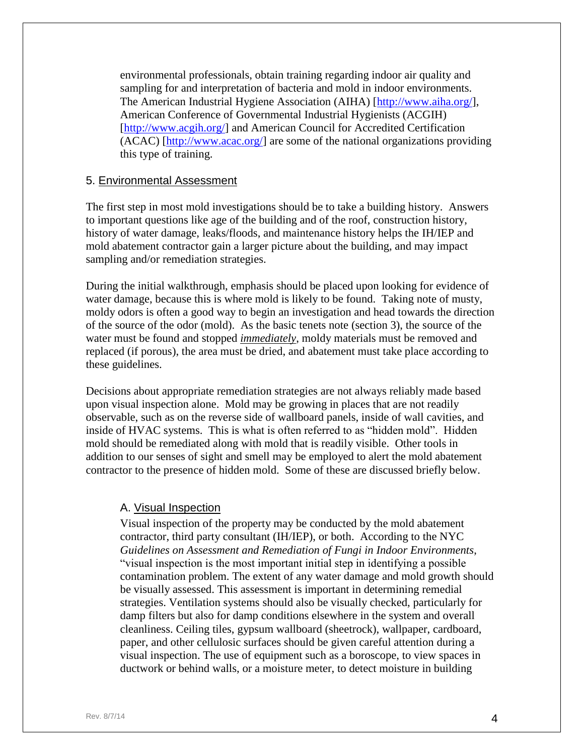environmental professionals, obtain training regarding indoor air quality and sampling for and interpretation of bacteria and mold in indoor environments. The American Industrial Hygiene Association (AIHA) [http://www.aiha.org/], American Conference of Governmental Industrial Hygienists (ACGIH) [http://www.acgih.org/] and American Council for Accredited Certification (ACAC) [http://www.acac.org/] are some of the national organizations providing this type of training.

## 5. Environmental Assessment

The first step in most mold investigations should be to take a building history. Answers to important questions like age of the building and of the roof, construction history, history of water damage, leaks/floods, and maintenance history helps the IH/IEP and mold abatement contractor gain a larger picture about the building, and may impact sampling and/or remediation strategies.

During the initial walkthrough, emphasis should be placed upon looking for evidence of water damage, because this is where mold is likely to be found. Taking note of musty, moldy odors is often a good way to begin an investigation and head towards the direction of the source of the odor (mold). As the basic tenets note (section 3), the source of the water must be found and stopped ***immediately***, moldy materials must be removed and replaced (if porous), the area must be dried, and abatement must take place according to these guidelines.

Decisions about appropriate remediation strategies are not always reliably made based upon visual inspection alone. Mold may be growing in places that are not readily observable, such as on the reverse side of wallboard panels, inside of wall cavities, and inside of HVAC systems. This is what is often referred to as "hidden mold". Hidden mold should be remediated along with mold that is readily visible. Other tools in addition to our senses of sight and smell may be employed to alert the mold abatement contractor to the presence of hidden mold. Some of these are discussed briefly below.

### A. Visual Inspection

Visual inspection of the property may be conducted by the mold abatement contractor, third party consultant (IH/IEP), or both. According to the NYC *Guidelines on Assessment and Remediation of Fungi in Indoor Environments*, "visual inspection is the most important initial step in identifying a possible contamination problem. The extent of any water damage and mold growth should be visually assessed. This assessment is important in determining remedial strategies. Ventilation systems should also be visually checked, particularly for damp filters but also for damp conditions elsewhere in the system and overall cleanliness. Ceiling tiles, gypsum wallboard (sheetrock), wallpaper, cardboard, paper, and other cellulosic surfaces should be given careful attention during a visual inspection. The use of equipment such as a boroscope, to view spaces in ductwork or behind walls, or a moisture meter, to detect moisture in building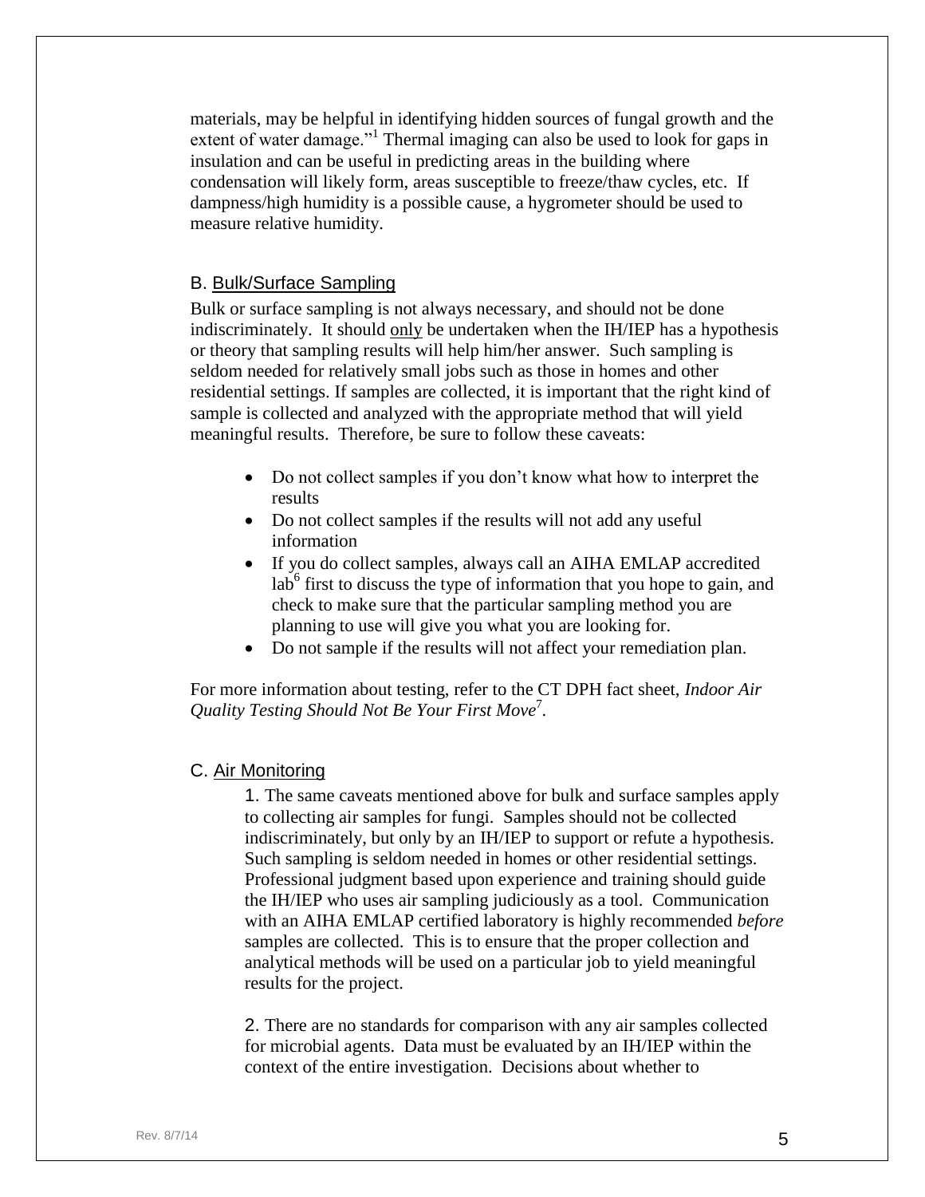materials, may be helpful in identifying hidden sources of fungal growth and the extent of water damage."[1] Thermal imaging can also be used to look for gaps in insulation and can be useful in predicting areas in the building where condensation will likely form, areas susceptible to freeze/thaw cycles, etc. If dampness/high humidity is a possible cause, a hygrometer should be used to measure relative humidity.

### B. Bulk/Surface Sampling

Bulk or surface sampling is not always necessary, and should not be done indiscriminately. It should only be undertaken when the IH/IEP has a hypothesis or theory that sampling results will help him/her answer. Such sampling is seldom needed for relatively small jobs such as those in homes and other residential settings. If samples are collected, it is important that the right kind of sample is collected and analyzed with the appropriate method that will yield meaningful results. Therefore, be sure to follow these caveats:

- Do not collect samples if you don't know what how to interpret the results
- Do not collect samples if the results will not add any useful information
- If you do collect samples, always call an AIHA EMLAP accredited lab[6] first to discuss the type of information that you hope to gain, and check to make sure that the particular sampling method you are planning to use will give you what you are looking for.
- Do not sample if the results will not affect your remediation plan.

For more information about testing, refer to the CT DPH fact sheet, *Indoor Air Quality Testing Should Not Be Your First Move*[7].

### C. Air Monitoring

1. The same caveats mentioned above for bulk and surface samples apply to collecting air samples for fungi. Samples should not be collected indiscriminately, but only by an IH/IEP to support or refute a hypothesis. Such sampling is seldom needed in homes or other residential settings. Professional judgment based upon experience and training should guide the IH/IEP who uses air sampling judiciously as a tool. Communication with an AIHA EMLAP certified laboratory is highly recommended *before* samples are collected. This is to ensure that the proper collection and analytical methods will be used on a particular job to yield meaningful results for the project.

2. There are no standards for comparison with any air samples collected for microbial agents. Data must be evaluated by an IH/IEP within the context of the entire investigation. Decisions about whether to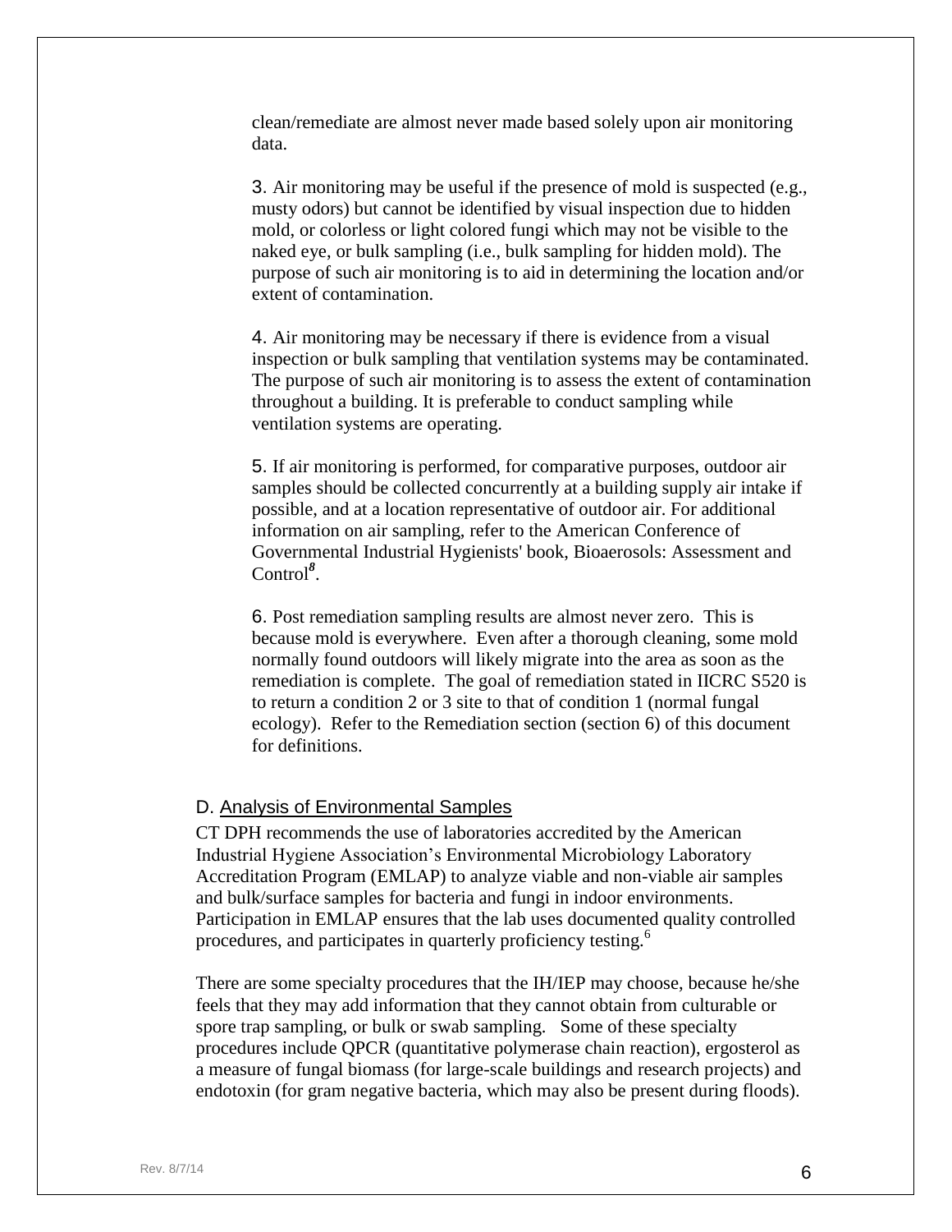clean/remediate are almost never made based solely upon air monitoring data.

3. Air monitoring may be useful if the presence of mold is suspected (e.g., musty odors) but cannot be identified by visual inspection due to hidden mold, or colorless or light colored fungi which may not be visible to the naked eye, or bulk sampling (i.e., bulk sampling for hidden mold). The purpose of such air monitoring is to aid in determining the location and/or extent of contamination.

4. Air monitoring may be necessary if there is evidence from a visual inspection or bulk sampling that ventilation systems may be contaminated. The purpose of such air monitoring is to assess the extent of contamination throughout a building. It is preferable to conduct sampling while ventilation systems are operating.

5. If air monitoring is performed, for comparative purposes, outdoor air samples should be collected concurrently at a building supply air intake if possible, and at a location representative of outdoor air. For additional information on air sampling, refer to the American Conference of Governmental Industrial Hygienists' book, Bioaerosols: Assessment and Control[8].

6. Post remediation sampling results are almost never zero. This is because mold is everywhere. Even after a thorough cleaning, some mold normally found outdoors will likely migrate into the area as soon as the remediation is complete. The goal of remediation stated in IICRC S520 is to return a condition 2 or 3 site to that of condition 1 (normal fungal ecology). Refer to the Remediation section (section 6) of this document for definitions.

### D. Analysis of Environmental Samples

CT DPH recommends the use of laboratories accredited by the American Industrial Hygiene Association's Environmental Microbiology Laboratory Accreditation Program (EMLAP) to analyze viable and non-viable air samples and bulk/surface samples for bacteria and fungi in indoor environments. Participation in EMLAP ensures that the lab uses documented quality controlled procedures, and participates in quarterly proficiency testing.[6]

There are some specialty procedures that the IH/IEP may choose, because he/she feels that they may add information that they cannot obtain from culturable or spore trap sampling, or bulk or swab sampling. Some of these specialty procedures include QPCR (quantitative polymerase chain reaction), ergosterol as a measure of fungal biomass (for large-scale buildings and research projects) and endotoxin (for gram negative bacteria, which may also be present during floods).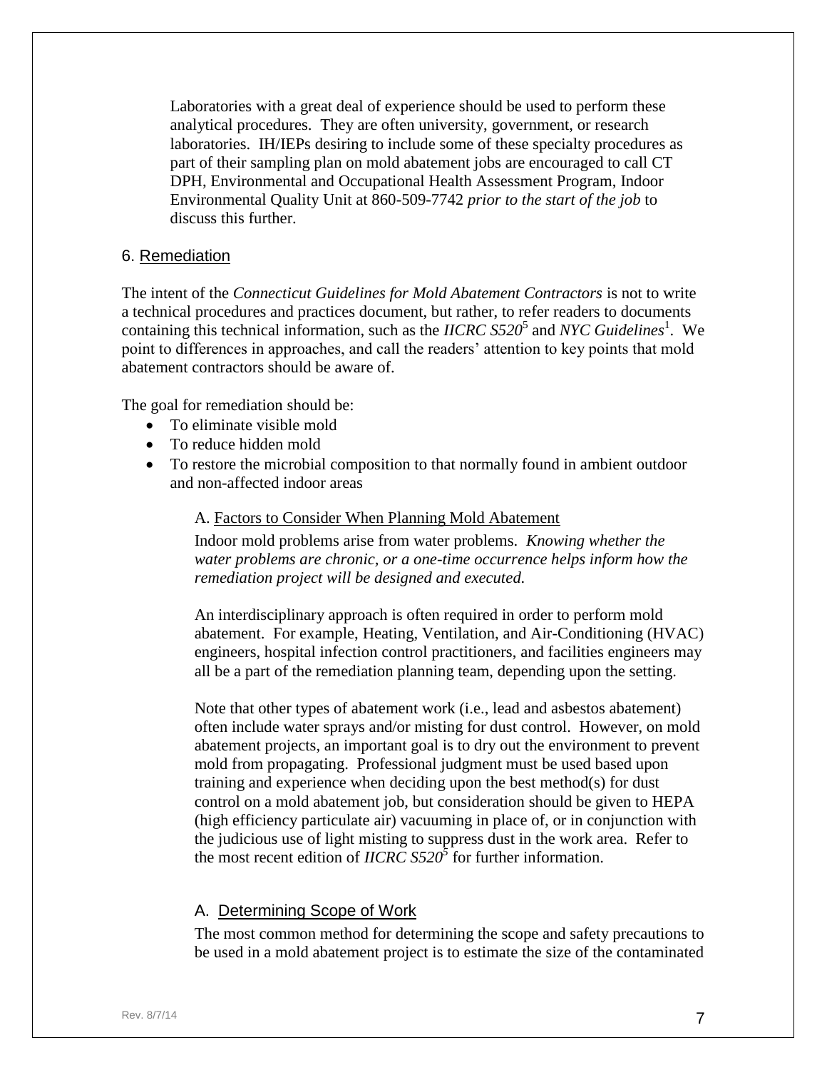Laboratories with a great deal of experience should be used to perform these analytical procedures. They are often university, government, or research laboratories. IH/IEPs desiring to include some of these specialty procedures as part of their sampling plan on mold abatement jobs are encouraged to call CT DPH, Environmental and Occupational Health Assessment Program, Indoor Environmental Quality Unit at 860-509-7742 *prior to the start of the job* to discuss this further.

## 6. Remediation

The intent of the *Connecticut Guidelines for Mold Abatement Contractors* is not to write a technical procedures and practices document, but rather, to refer readers to documents containing this technical information, such as the *IICRC S520*[5] and *NYC Guidelines*[1]. We point to differences in approaches, and call the readers' attention to key points that mold abatement contractors should be aware of.

The goal for remediation should be:

- To eliminate visible mold
- To reduce hidden mold
- To restore the microbial composition to that normally found in ambient outdoor and non-affected indoor areas

### A. Factors to Consider When Planning Mold Abatement

Indoor mold problems arise from water problems. *Knowing whether the water problems are chronic, or a one-time occurrence helps inform how the remediation project will be designed and executed.*

An interdisciplinary approach is often required in order to perform mold abatement. For example, Heating, Ventilation, and Air-Conditioning (HVAC) engineers, hospital infection control practitioners, and facilities engineers may all be a part of the remediation planning team, depending upon the setting.

Note that other types of abatement work (i.e., lead and asbestos abatement) often include water sprays and/or misting for dust control. However, on mold abatement projects, an important goal is to dry out the environment to prevent mold from propagating. Professional judgment must be used based upon training and experience when deciding upon the best method(s) for dust control on a mold abatement job, but consideration should be given to HEPA (high efficiency particulate air) vacuuming in place of, or in conjunction with the judicious use of light misting to suppress dust in the work area. Refer to the most recent edition of *IICRC S520*[5] for further information.

### A. Determining Scope of Work

The most common method for determining the scope and safety precautions to be used in a mold abatement project is to estimate the size of the contaminated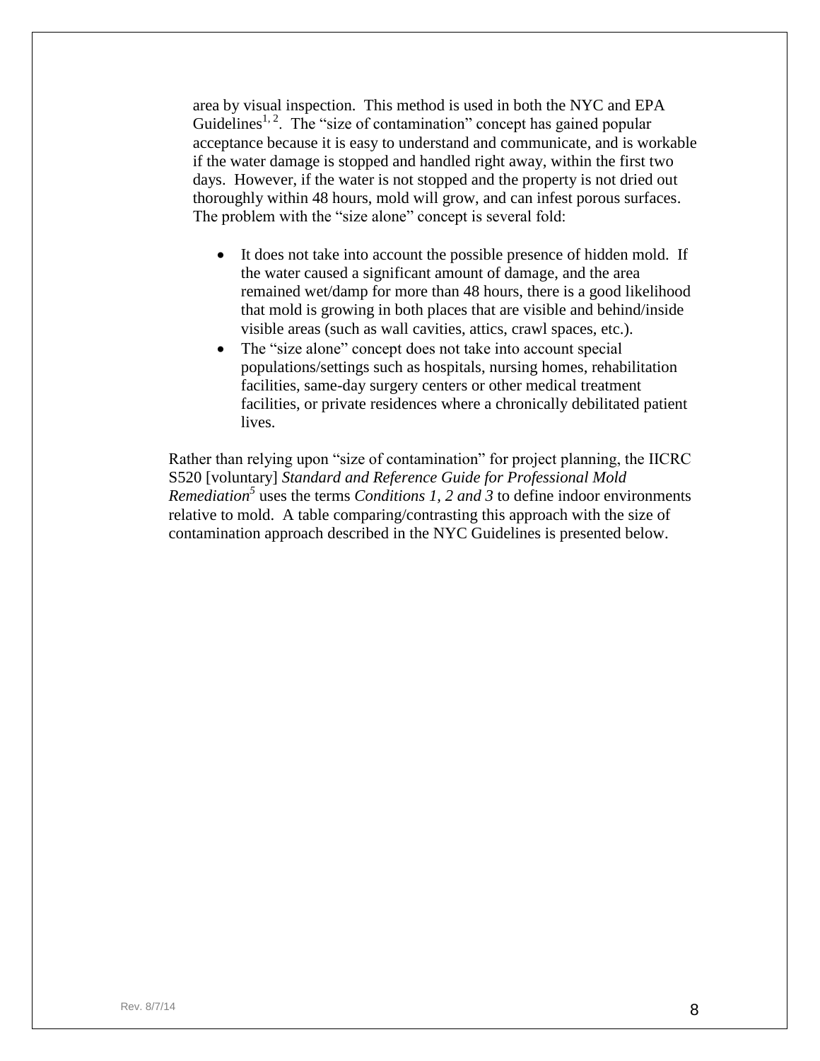area by visual inspection. This method is used in both the NYC and EPA Guidelines[1, 2]. The "size of contamination" concept has gained popular acceptance because it is easy to understand and communicate, and is workable if the water damage is stopped and handled right away, within the first two days. However, if the water is not stopped and the property is not dried out thoroughly within 48 hours, mold will grow, and can infest porous surfaces. The problem with the "size alone" concept is several fold:

- It does not take into account the possible presence of hidden mold. If the water caused a significant amount of damage, and the area remained wet/damp for more than 48 hours, there is a good likelihood that mold is growing in both places that are visible and behind/inside visible areas (such as wall cavities, attics, crawl spaces, etc.).
- The "size alone" concept does not take into account special populations/settings such as hospitals, nursing homes, rehabilitation facilities, same-day surgery centers or other medical treatment facilities, or private residences where a chronically debilitated patient lives.

Rather than relying upon "size of contamination" for project planning, the IICRC S520 [voluntary] *Standard and Reference Guide for Professional Mold Remediation*[5] uses the terms *Conditions 1, 2 and 3* to define indoor environments relative to mold. A table comparing/contrasting this approach with the size of contamination approach described in the NYC Guidelines is presented below.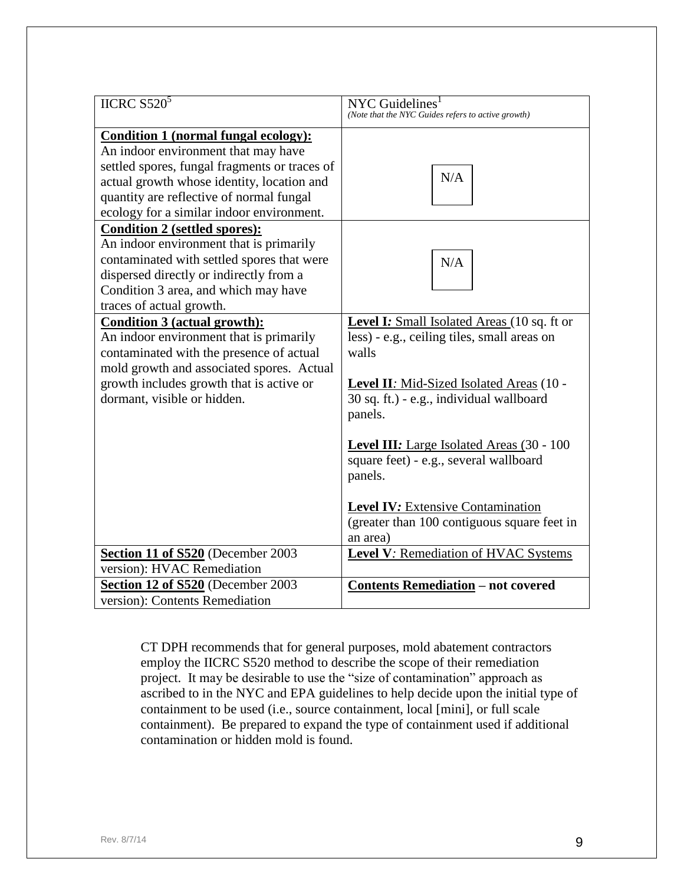| IICRC S520[5] | NYC Guidelines[1] *(Note that the NYC Guides refers to active growth)* |
|---|---|
| **Condition 1 (normal fungal ecology):** An indoor environment that may have settled spores, fungal fragments or traces of actual growth whose identity, location and quantity are reflective of normal fungal ecology for a similar indoor environment. | N/A |
| **Condition 2 (settled spores):** An indoor environment that is primarily contaminated with settled spores that were dispersed directly or indirectly from a Condition 3 area, and which may have traces of actual growth. | N/A |
| **Condition 3 (actual growth):** An indoor environment that is primarily contaminated with the presence of actual mold growth and associated spores. Actual growth includes growth that is active or dormant, visible or hidden. | **Level I***:* Small Isolated Areas (10 sq. ft or less) - e.g., ceiling tiles, small areas on walls<br><br>**Level II***:* Mid-Sized Isolated Areas (10 - 30 sq. ft.) - e.g., individual wallboard panels.<br><br>**Level III***:* Large Isolated Areas (30 - 100 square feet) - e.g., several wallboard panels.<br><br>**Level IV***:* Extensive Contamination (greater than 100 contiguous square feet in an area) |
| **Section 11 of S520** (December 2003 version): HVAC Remediation | **Level V***:* Remediation of HVAC Systems |
| **Section 12 of S520** (December 2003 version): Contents Remediation | **Contents Remediation – not covered** |

CT DPH recommends that for general purposes, mold abatement contractors employ the IICRC S520 method to describe the scope of their remediation project. It may be desirable to use the "size of contamination" approach as ascribed to in the NYC and EPA guidelines to help decide upon the initial type of containment to be used (i.e., source containment, local [mini], or full scale containment). Be prepared to expand the type of containment used if additional contamination or hidden mold is found.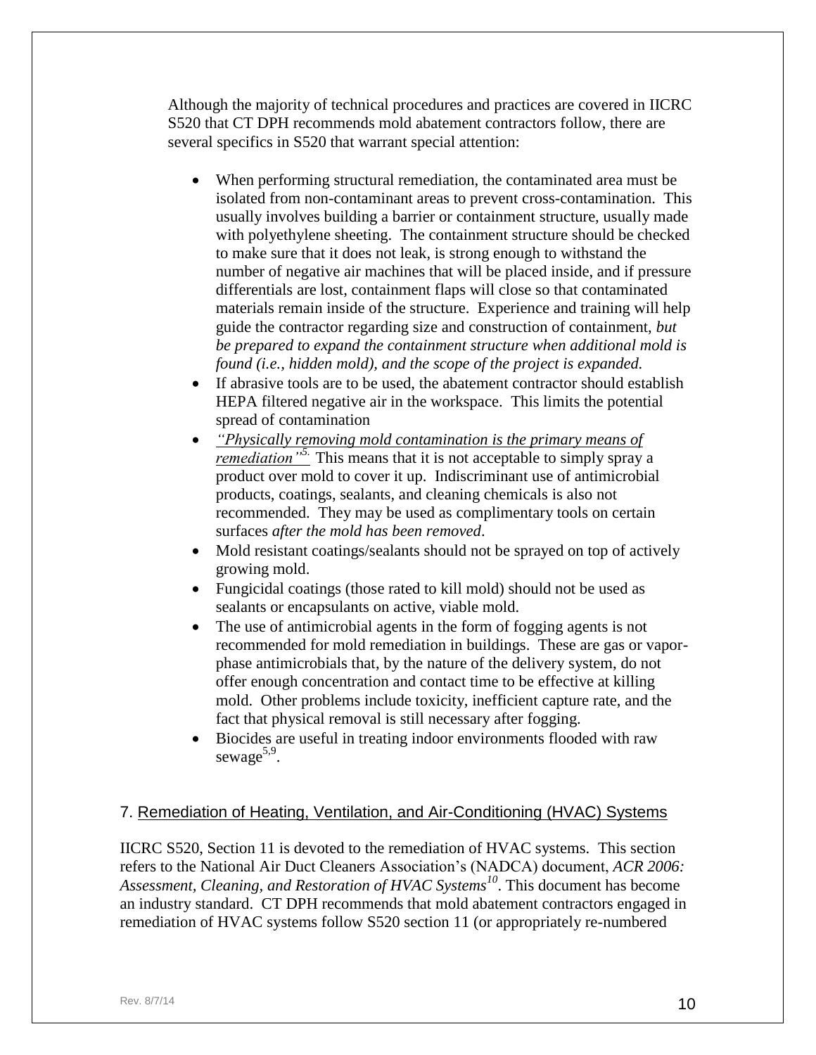Although the majority of technical procedures and practices are covered in IICRC S520 that CT DPH recommends mold abatement contractors follow, there are several specifics in S520 that warrant special attention:

- When performing structural remediation, the contaminated area must be isolated from non-contaminant areas to prevent cross-contamination. This usually involves building a barrier or containment structure, usually made with polyethylene sheeting. The containment structure should be checked to make sure that it does not leak, is strong enough to withstand the number of negative air machines that will be placed inside, and if pressure differentials are lost, containment flaps will close so that contaminated materials remain inside of the structure. Experience and training will help guide the contractor regarding size and construction of containment, *but be prepared to expand the containment structure when additional mold is found (i.e., hidden mold), and the scope of the project is expanded.*
- If abrasive tools are to be used, the abatement contractor should establish HEPA filtered negative air in the workspace. This limits the potential spread of contamination
- *"Physically removing mold contamination is the primary means of remediation"*[5]. This means that it is not acceptable to simply spray a product over mold to cover it up. Indiscriminant use of antimicrobial products, coatings, sealants, and cleaning chemicals is also not recommended. They may be used as complimentary tools on certain surfaces *after the mold has been removed*.
- Mold resistant coatings/sealants should not be sprayed on top of actively growing mold.
- Fungicidal coatings (those rated to kill mold) should not be used as sealants or encapsulants on active, viable mold.
- The use of antimicrobial agents in the form of fogging agents is not recommended for mold remediation in buildings. These are gas or vapor-phase antimicrobials that, by the nature of the delivery system, do not offer enough concentration and contact time to be effective at killing mold. Other problems include toxicity, inefficient capture rate, and the fact that physical removal is still necessary after fogging.
- Biocides are useful in treating indoor environments flooded with raw sewage[5,9].

## 7. Remediation of Heating, Ventilation, and Air-Conditioning (HVAC) Systems

IICRC S520, Section 11 is devoted to the remediation of HVAC systems. This section refers to the National Air Duct Cleaners Association's (NADCA) document, *ACR 2006: Assessment, Cleaning, and Restoration of HVAC Systems*[10]. This document has become an industry standard. CT DPH recommends that mold abatement contractors engaged in remediation of HVAC systems follow S520 section 11 (or appropriately re-numbered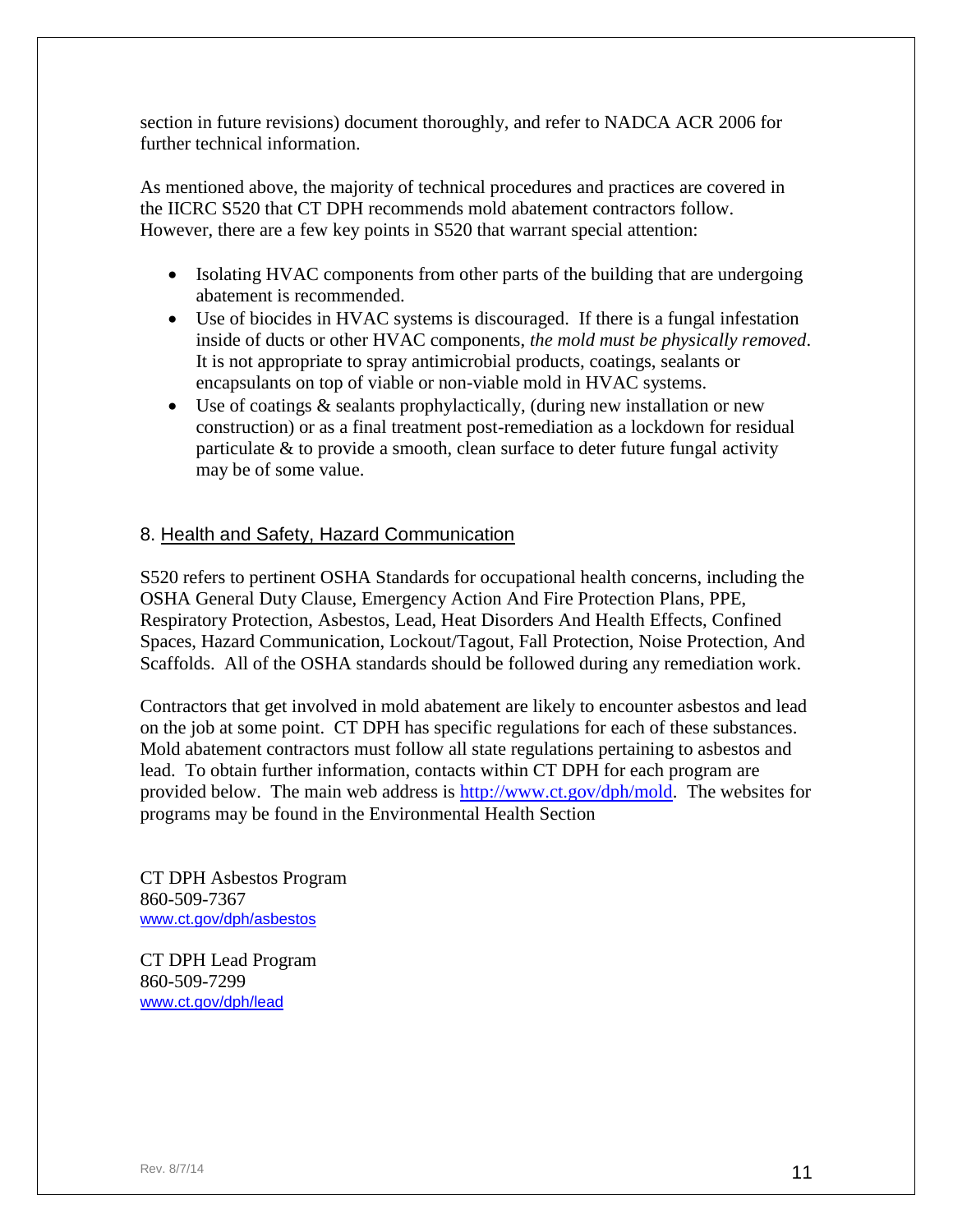section in future revisions) document thoroughly, and refer to NADCA ACR 2006 for further technical information.

As mentioned above, the majority of technical procedures and practices are covered in the IICRC S520 that CT DPH recommends mold abatement contractors follow. However, there are a few key points in S520 that warrant special attention:

- Isolating HVAC components from other parts of the building that are undergoing abatement is recommended.
- Use of biocides in HVAC systems is discouraged. If there is a fungal infestation inside of ducts or other HVAC components, *the mold must be physically removed*. It is not appropriate to spray antimicrobial products, coatings, sealants or encapsulants on top of viable or non-viable mold in HVAC systems.
- Use of coatings & sealants prophylactically, (during new installation or new construction) or as a final treatment post-remediation as a lockdown for residual particulate & to provide a smooth, clean surface to deter future fungal activity may be of some value.

## 8. Health and Safety, Hazard Communication

S520 refers to pertinent OSHA Standards for occupational health concerns, including the OSHA General Duty Clause, Emergency Action And Fire Protection Plans, PPE, Respiratory Protection, Asbestos, Lead, Heat Disorders And Health Effects, Confined Spaces, Hazard Communication, Lockout/Tagout, Fall Protection, Noise Protection, And Scaffolds. All of the OSHA standards should be followed during any remediation work.

Contractors that get involved in mold abatement are likely to encounter asbestos and lead on the job at some point. CT DPH has specific regulations for each of these substances. Mold abatement contractors must follow all state regulations pertaining to asbestos and lead. To obtain further information, contacts within CT DPH for each program are provided below. The main web address is http://www.ct.gov/dph/mold. The websites for programs may be found in the Environmental Health Section

CT DPH Asbestos Program
860-509-7367
www.ct.gov/dph/asbestos

CT DPH Lead Program
860-509-7299
www.ct.gov/dph/lead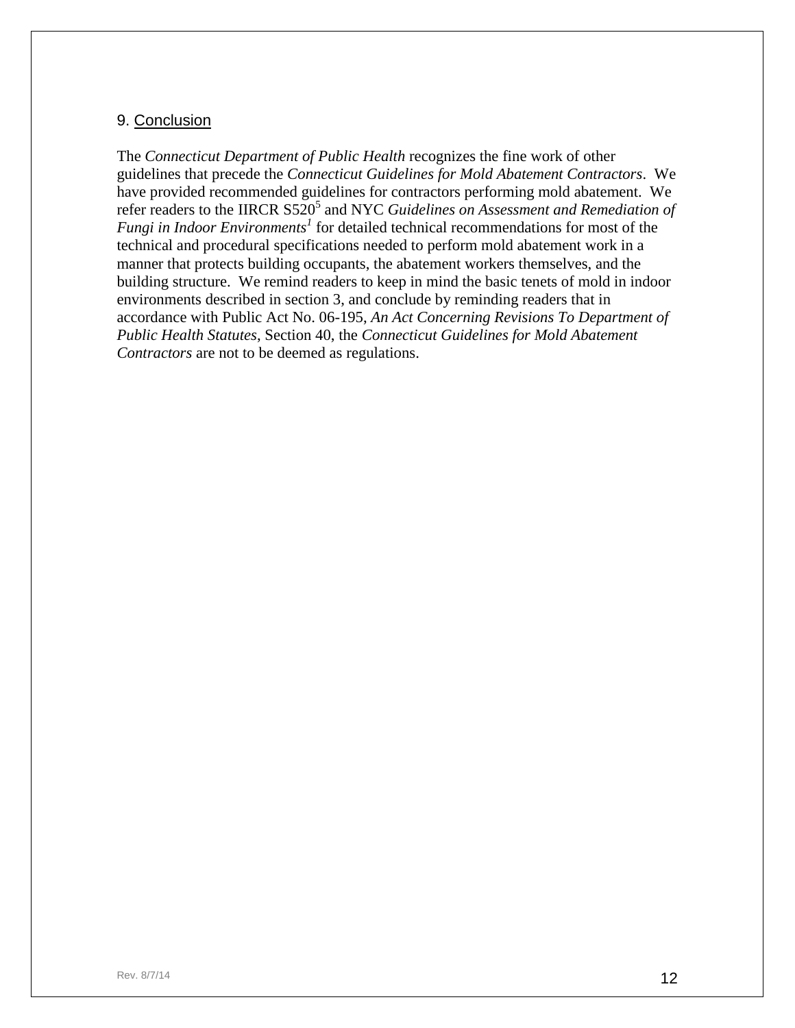## 9. Conclusion

The *Connecticut Department of Public Health* recognizes the fine work of other guidelines that precede the *Connecticut Guidelines for Mold Abatement Contractors*. We have provided recommended guidelines for contractors performing mold abatement. We refer readers to the IIRCR S520[5] and NYC *Guidelines on Assessment and Remediation of Fungi in Indoor Environments*[1] for detailed technical recommendations for most of the technical and procedural specifications needed to perform mold abatement work in a manner that protects building occupants, the abatement workers themselves, and the building structure. We remind readers to keep in mind the basic tenets of mold in indoor environments described in section 3, and conclude by reminding readers that in accordance with Public Act No. 06-195, *An Act Concerning Revisions To Department of Public Health Statutes*, Section 40, the *Connecticut Guidelines for Mold Abatement Contractors* are not to be deemed as regulations.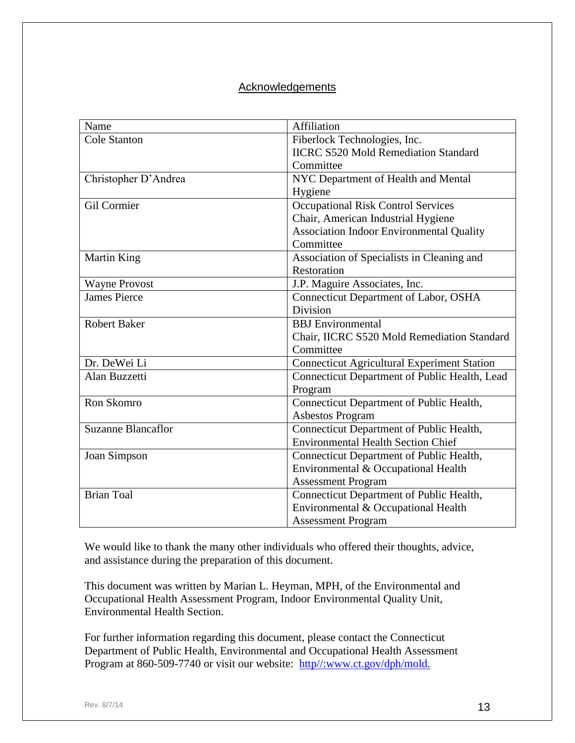## Acknowledgements

| Name | Affiliation |
|---|---|
| Cole Stanton | Fiberlock Technologies, Inc. IICRC S520 Mold Remediation Standard Committee |
| Christopher D'Andrea | NYC Department of Health and Mental Hygiene |
| Gil Cormier | Occupational Risk Control Services Chair, American Industrial Hygiene Association Indoor Environmental Quality Committee |
| Martin King | Association of Specialists in Cleaning and Restoration |
| Wayne Provost | J.P. Maguire Associates, Inc. |
| James Pierce | Connecticut Department of Labor, OSHA Division |
| Robert Baker | BBJ Environmental Chair, IICRC S520 Mold Remediation Standard Committee |
| Dr. DeWei Li | Connecticut Agricultural Experiment Station |
| Alan Buzzetti | Connecticut Department of Public Health, Lead Program |
| Ron Skomro | Connecticut Department of Public Health, Asbestos Program |
| Suzanne Blancaflor | Connecticut Department of Public Health, Environmental Health Section Chief |
| Joan Simpson | Connecticut Department of Public Health, Environmental & Occupational Health Assessment Program |
| Brian Toal | Connecticut Department of Public Health, Environmental & Occupational Health Assessment Program |

We would like to thank the many other individuals who offered their thoughts, advice, and assistance during the preparation of this document.

This document was written by Marian L. Heyman, MPH, of the Environmental and Occupational Health Assessment Program, Indoor Environmental Quality Unit, Environmental Health Section.

For further information regarding this document, please contact the Connecticut Department of Public Health, Environmental and Occupational Health Assessment Program at 860-509-7740 or visit our website: http//:www.ct.gov/dph/mold.

Rev. 8/7/14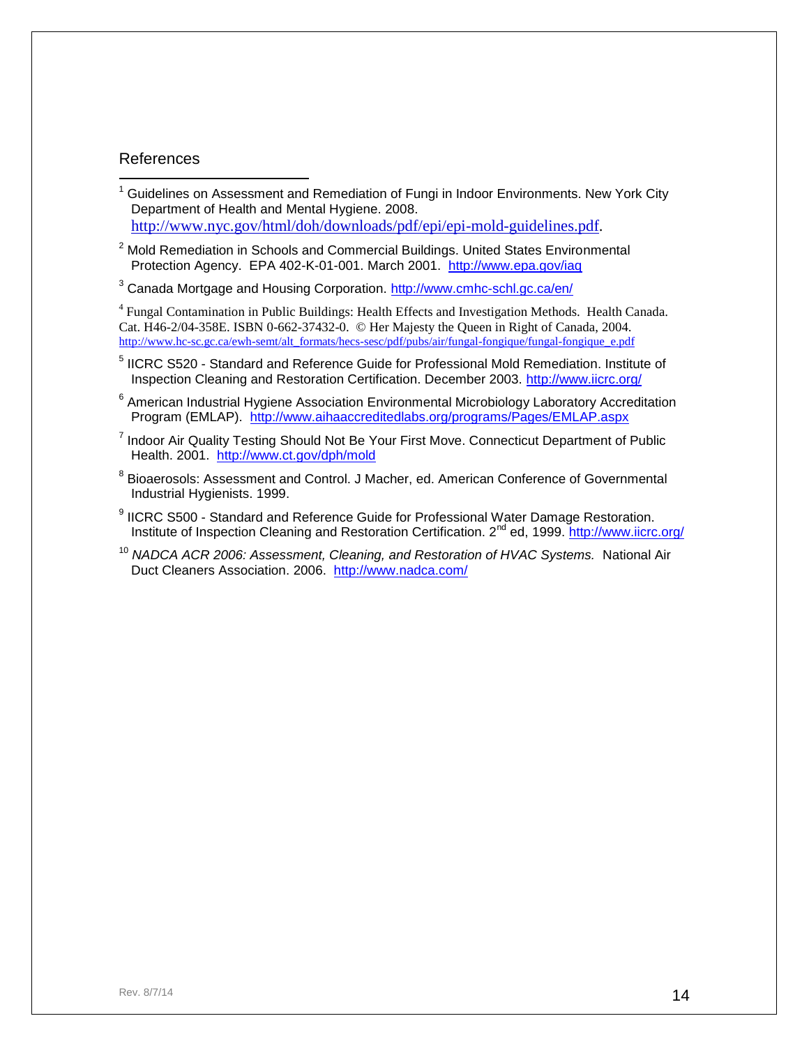## References

[1] Guidelines on Assessment and Remediation of Fungi in Indoor Environments. New York City Department of Health and Mental Hygiene. 2008. http://www.nyc.gov/html/doh/downloads/pdf/epi/epi-mold-guidelines.pdf.

[2] Mold Remediation in Schools and Commercial Buildings. United States Environmental Protection Agency. EPA 402-K-01-001. March 2001. http://www.epa.gov/iaq

[3] Canada Mortgage and Housing Corporation. http://www.cmhc-schl.gc.ca/en/

[4] Fungal Contamination in Public Buildings: Health Effects and Investigation Methods. Health Canada. Cat. H46-2/04-358E. ISBN 0-662-37432-0. © Her Majesty the Queen in Right of Canada, 2004. http://www.hc-sc.gc.ca/ewh-semt/alt_formats/hecs-sesc/pdf/pubs/air/fungal-fongique/fungal-fongique_e.pdf

[5] IICRC S520 - Standard and Reference Guide for Professional Mold Remediation. Institute of Inspection Cleaning and Restoration Certification. December 2003. http://www.iicrc.org/

[6] American Industrial Hygiene Association Environmental Microbiology Laboratory Accreditation Program (EMLAP). http://www.aihaaccreditedlabs.org/programs/Pages/EMLAP.aspx

[7] Indoor Air Quality Testing Should Not Be Your First Move. Connecticut Department of Public Health. 2001. http://www.ct.gov/dph/mold

[8] Bioaerosols: Assessment and Control. J Macher, ed. American Conference of Governmental Industrial Hygienists. 1999.

[9] IICRC S500 - Standard and Reference Guide for Professional Water Damage Restoration. Institute of Inspection Cleaning and Restoration Certification. 2nd ed, 1999. http://www.iicrc.org/

[10] *NADCA ACR 2006: Assessment, Cleaning, and Restoration of HVAC Systems.* National Air Duct Cleaners Association. 2006. http://www.nadca.com/

Rev. 8/7/14